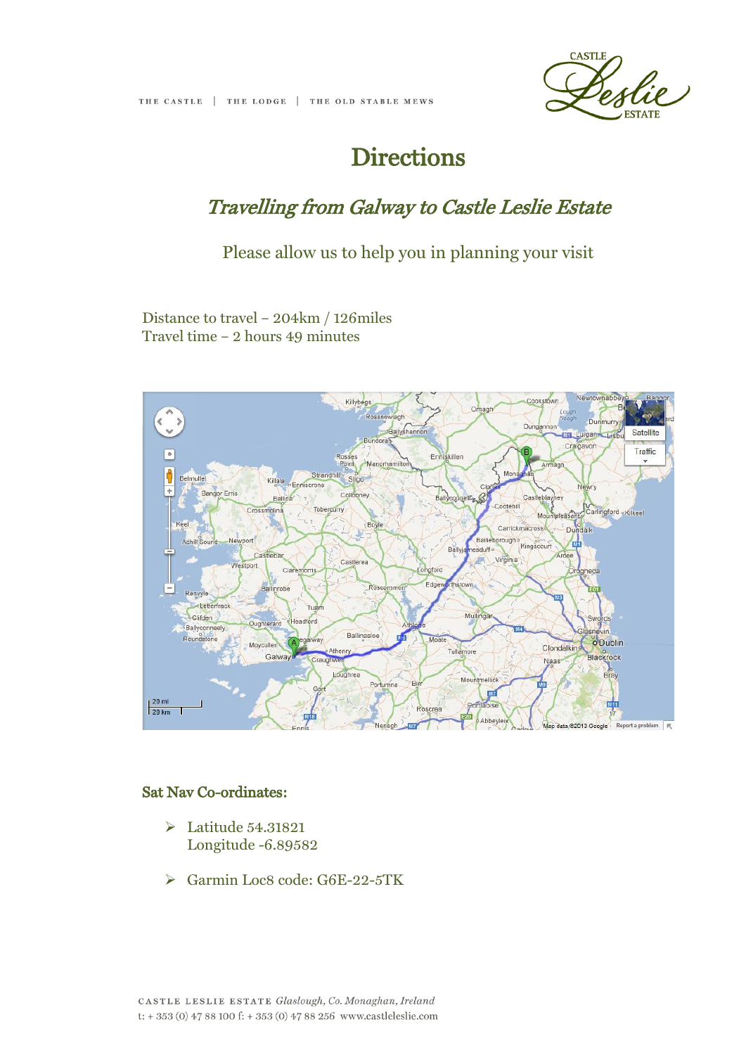# Directions

## *Travelling from Galway to Castle Leslie Estate*

Please allow us to help you in planning your visit

Distance to travel – 204km / 126miles
Travel time – 2 hours 49 minutes

### Sat Nav Co-ordinates:

- Latitude 54.31821
  Longitude -6.89582
- Garmin Loc8 code: G6E-22-5TK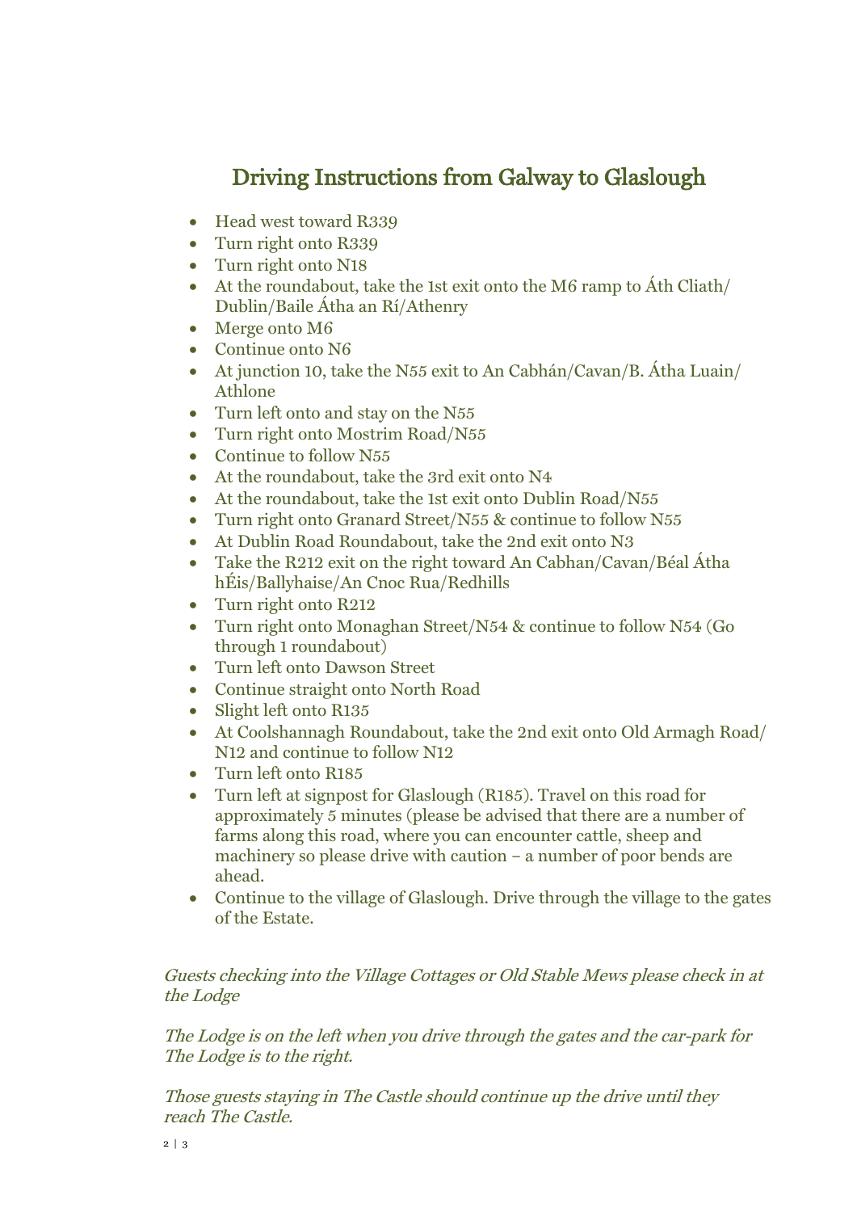# Driving Instructions from Galway to Glaslough

- Head west toward R339
- Turn right onto R339
- Turn right onto N18
- At the roundabout, take the 1st exit onto the M6 ramp to Áth Cliath/ Dublin/Baile Átha an Rí/Athenry
- Merge onto M6
- Continue onto N6
- At junction 10, take the N55 exit to An Cabhán/Cavan/B. Átha Luain/ Athlone
- Turn left onto and stay on the N55
- Turn right onto Mostrim Road/N55
- Continue to follow N55
- At the roundabout, take the 3rd exit onto N4
- At the roundabout, take the 1st exit onto Dublin Road/N55
- Turn right onto Granard Street/N55 & continue to follow N55
- At Dublin Road Roundabout, take the 2nd exit onto N3
- Take the R212 exit on the right toward An Cabhan/Cavan/Béal Átha hÉis/Ballyhaise/An Cnoc Rua/Redhills
- Turn right onto R212
- Turn right onto Monaghan Street/N54 & continue to follow N54 (Go through 1 roundabout)
- Turn left onto Dawson Street
- Continue straight onto North Road
- Slight left onto R135
- At Coolshannagh Roundabout, take the 2nd exit onto Old Armagh Road/ N12 and continue to follow N12
- Turn left onto R185
- Turn left at signpost for Glaslough (R185). Travel on this road for approximately 5 minutes (please be advised that there are a number of farms along this road, where you can encounter cattle, sheep and machinery so please drive with caution – a number of poor bends are ahead.
- Continue to the village of Glaslough. Drive through the village to the gates of the Estate.

*Guests checking into the Village Cottages or Old Stable Mews please check in at the Lodge*

*The Lodge is on the left when you drive through the gates and the car-park for The Lodge is to the right.*

*Those guests staying in The Castle should continue up the drive until they reach The Castle.*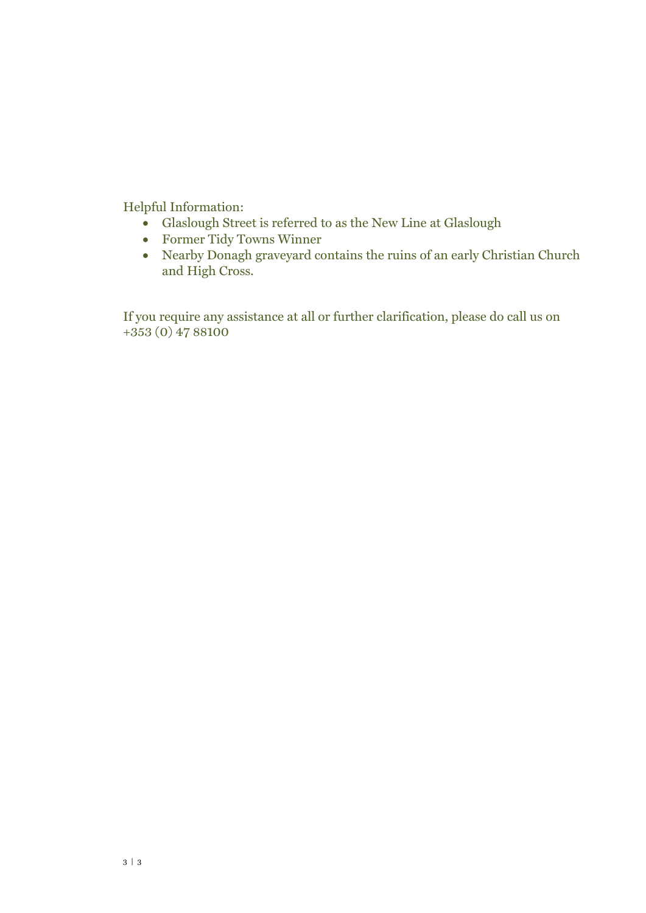Helpful Information:

- Glaslough Street is referred to as the New Line at Glaslough
- Former Tidy Towns Winner
- Nearby Donagh graveyard contains the ruins of an early Christian Church and High Cross.

If you require any assistance at all or further clarification, please do call us on +353 (0) 47 88100